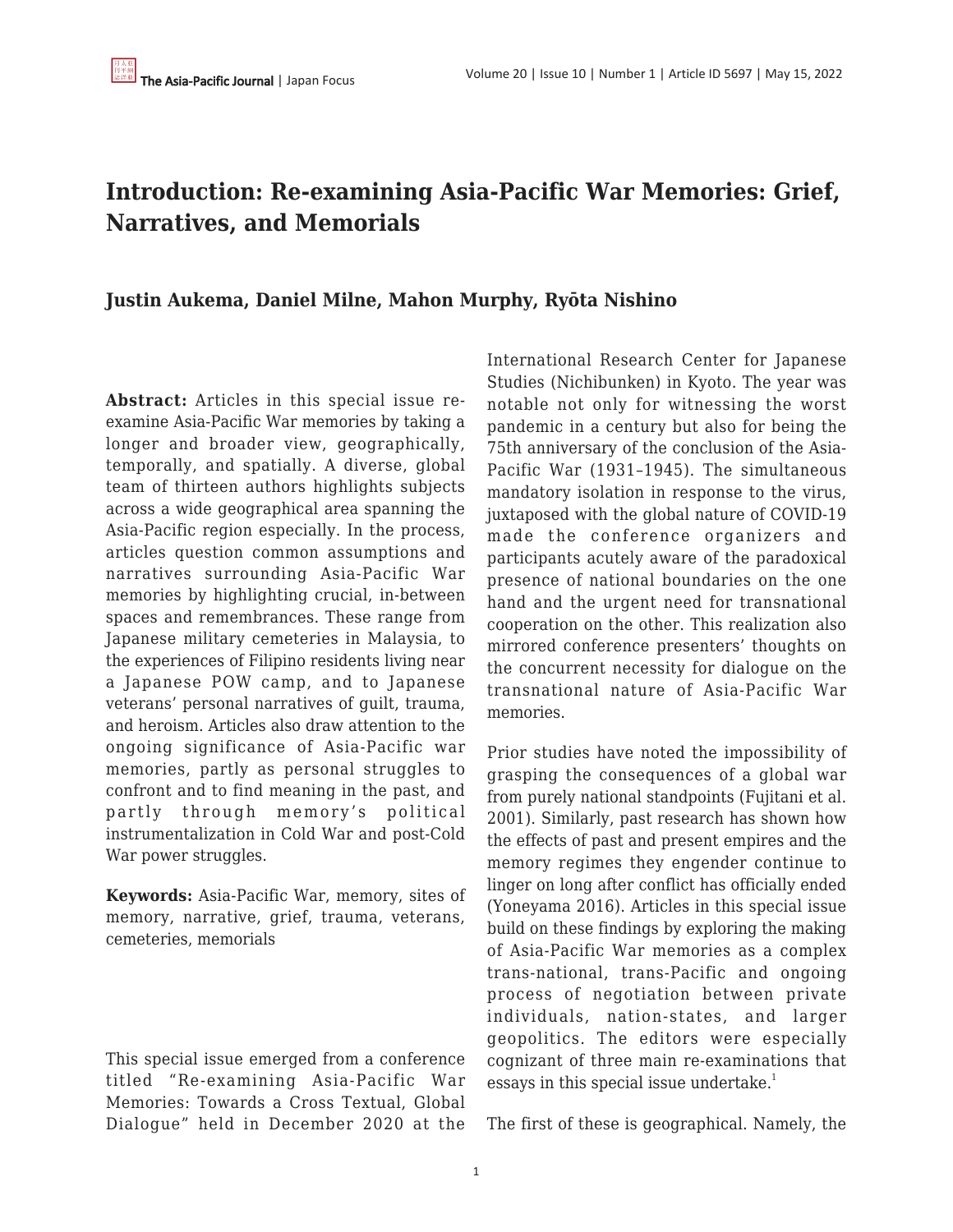# Introduction: Re-examining Asia-Pacific War Memories: Grief, Narratives, and Memorials

## Justin Aukema, Daniel Milne, Mahon Murphy, Ryōta Nishino

**Abstract:** Articles in this special issue re-examine Asia-Pacific War memories by taking a longer and broader view, geographically, temporally, and spatially. A diverse, global team of thirteen authors highlights subjects across a wide geographical area spanning the Asia-Pacific region especially. In the process, articles question common assumptions and narratives surrounding Asia-Pacific War memories by highlighting crucial, in-between spaces and remembrances. These range from Japanese military cemeteries in Malaysia, to the experiences of Filipino residents living near a Japanese POW camp, and to Japanese veterans' personal narratives of guilt, trauma, and heroism. Articles also draw attention to the ongoing significance of Asia-Pacific war memories, partly as personal struggles to confront and to find meaning in the past, and partly through memory's political instrumentalization in Cold War and post-Cold War power struggles.

**Keywords:** Asia-Pacific War, memory, sites of memory, narrative, grief, trauma, veterans, cemeteries, memorials

This special issue emerged from a conference titled "Re-examining Asia-Pacific War Memories: Towards a Cross Textual, Global Dialogue" held in December 2020 at the International Research Center for Japanese Studies (Nichibunken) in Kyoto. The year was notable not only for witnessing the worst pandemic in a century but also for being the 75th anniversary of the conclusion of the Asia-Pacific War (1931–1945). The simultaneous mandatory isolation in response to the virus, juxtaposed with the global nature of COVID-19 made the conference organizers and participants acutely aware of the paradoxical presence of national boundaries on the one hand and the urgent need for transnational cooperation on the other. This realization also mirrored conference presenters' thoughts on the concurrent necessity for dialogue on the transnational nature of Asia-Pacific War memories.

Prior studies have noted the impossibility of grasping the consequences of a global war from purely national standpoints (Fujitani et al. 2001). Similarly, past research has shown how the effects of past and present empires and the memory regimes they engender continue to linger on long after conflict has officially ended (Yoneyama 2016). Articles in this special issue build on these findings by exploring the making of Asia-Pacific War memories as a complex trans-national, trans-Pacific and ongoing process of negotiation between private individuals, nation-states, and larger geopolitics. The editors were especially cognizant of three main re-examinations that essays in this special issue undertake.[1]

The first of these is geographical. Namely, the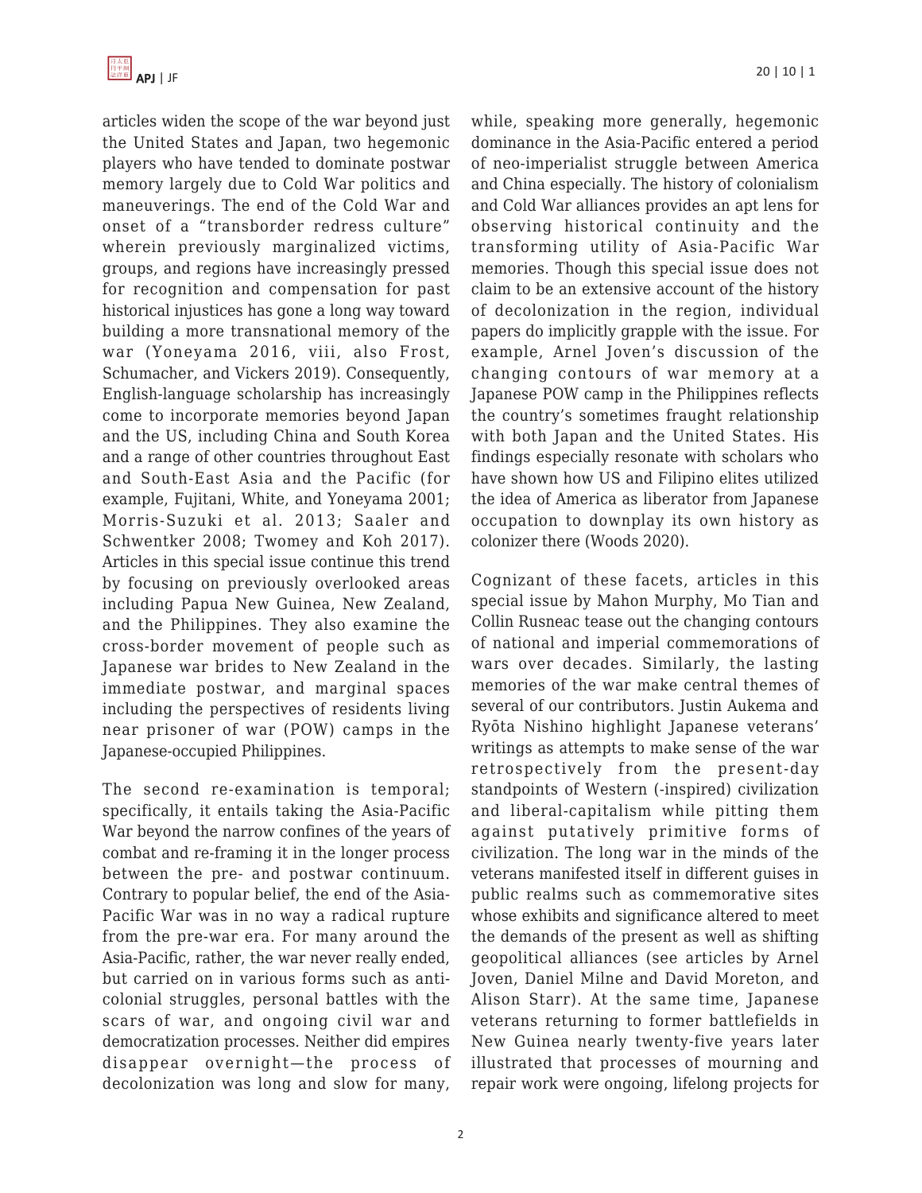articles widen the scope of the war beyond just the United States and Japan, two hegemonic players who have tended to dominate postwar memory largely due to Cold War politics and maneuverings. The end of the Cold War and onset of a "transborder redress culture" wherein previously marginalized victims, groups, and regions have increasingly pressed for recognition and compensation for past historical injustices has gone a long way toward building a more transnational memory of the war (Yoneyama 2016, viii, also Frost, Schumacher, and Vickers 2019). Consequently, English-language scholarship has increasingly come to incorporate memories beyond Japan and the US, including China and South Korea and a range of other countries throughout East and South-East Asia and the Pacific (for example, Fujitani, White, and Yoneyama 2001; Morris-Suzuki et al. 2013; Saaler and Schwentker 2008; Twomey and Koh 2017). Articles in this special issue continue this trend by focusing on previously overlooked areas including Papua New Guinea, New Zealand, and the Philippines. They also examine the cross-border movement of people such as Japanese war brides to New Zealand in the immediate postwar, and marginal spaces including the perspectives of residents living near prisoner of war (POW) camps in the Japanese-occupied Philippines.

The second re-examination is temporal; specifically, it entails taking the Asia-Pacific War beyond the narrow confines of the years of combat and re-framing it in the longer process between the pre- and postwar continuum. Contrary to popular belief, the end of the Asia-Pacific War was in no way a radical rupture from the pre-war era. For many around the Asia-Pacific, rather, the war never really ended, but carried on in various forms such as anti-colonial struggles, personal battles with the scars of war, and ongoing civil war and democratization processes. Neither did empires disappear overnight—the process of decolonization was long and slow for many, while, speaking more generally, hegemonic dominance in the Asia-Pacific entered a period of neo-imperialist struggle between America and China especially. The history of colonialism and Cold War alliances provides an apt lens for observing historical continuity and the transforming utility of Asia-Pacific War memories. Though this special issue does not claim to be an extensive account of the history of decolonization in the region, individual papers do implicitly grapple with the issue. For example, Arnel Joven's discussion of the changing contours of war memory at a Japanese POW camp in the Philippines reflects the country's sometimes fraught relationship with both Japan and the United States. His findings especially resonate with scholars who have shown how US and Filipino elites utilized the idea of America as liberator from Japanese occupation to downplay its own history as colonizer there (Woods 2020).

Cognizant of these facets, articles in this special issue by Mahon Murphy, Mo Tian and Collin Rusneac tease out the changing contours of national and imperial commemorations of wars over decades. Similarly, the lasting memories of the war make central themes of several of our contributors. Justin Aukema and Ryōta Nishino highlight Japanese veterans' writings as attempts to make sense of the war retrospectively from the present-day standpoints of Western (-inspired) civilization and liberal-capitalism while pitting them against putatively primitive forms of civilization. The long war in the minds of the veterans manifested itself in different guises in public realms such as commemorative sites whose exhibits and significance altered to meet the demands of the present as well as shifting geopolitical alliances (see articles by Arnel Joven, Daniel Milne and David Moreton, and Alison Starr). At the same time, Japanese veterans returning to former battlefields in New Guinea nearly twenty-five years later illustrated that processes of mourning and repair work were ongoing, lifelong projects for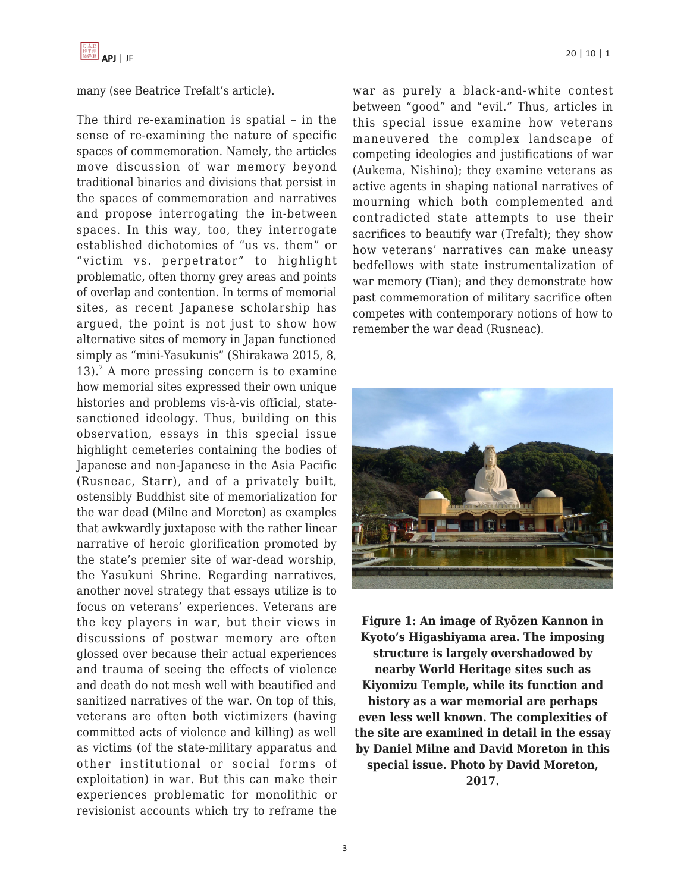many (see Beatrice Trefalt's article).

The third re-examination is spatial – in the sense of re-examining the nature of specific spaces of commemoration. Namely, the articles move discussion of war memory beyond traditional binaries and divisions that persist in the spaces of commemoration and narratives and propose interrogating the in-between spaces. In this way, too, they interrogate established dichotomies of "us vs. them" or "victim vs. perpetrator" to highlight problematic, often thorny grey areas and points of overlap and contention. In terms of memorial sites, as recent Japanese scholarship has argued, the point is not just to show how alternative sites of memory in Japan functioned simply as "mini-Yasukunis" (Shirakawa 2015, 8, 13).[2] A more pressing concern is to examine how memorial sites expressed their own unique histories and problems vis-à-vis official, state-sanctioned ideology. Thus, building on this observation, essays in this special issue highlight cemeteries containing the bodies of Japanese and non-Japanese in the Asia Pacific (Rusneac, Starr), and of a privately built, ostensibly Buddhist site of memorialization for the war dead (Milne and Moreton) as examples that awkwardly juxtapose with the rather linear narrative of heroic glorification promoted by the state's premier site of war-dead worship, the Yasukuni Shrine. Regarding narratives, another novel strategy that essays utilize is to focus on veterans' experiences. Veterans are the key players in war, but their views in discussions of postwar memory are often glossed over because their actual experiences and trauma of seeing the effects of violence and death do not mesh well with beautified and sanitized narratives of the war. On top of this, veterans are often both victimizers (having committed acts of violence and killing) as well as victims (of the state-military apparatus and other institutional or social forms of exploitation) in war. But this can make their experiences problematic for monolithic or revisionist accounts which try to reframe the war as purely a black-and-white contest between "good" and "evil." Thus, articles in this special issue examine how veterans maneuvered the complex landscape of competing ideologies and justifications of war (Aukema, Nishino); they examine veterans as active agents in shaping national narratives of mourning which both complemented and contradicted state attempts to use their sacrifices to beautify war (Trefalt); they show how veterans' narratives can make uneasy bedfellows with state instrumentalization of war memory (Tian); and they demonstrate how past commemoration of military sacrifice often competes with contemporary notions of how to remember the war dead (Rusneac).

**Figure 1: An image of Ryōzen Kannon in Kyoto's Higashiyama area. The imposing structure is largely overshadowed by nearby World Heritage sites such as Kiyomizu Temple, while its function and history as a war memorial are perhaps even less well known. The complexities of the site are examined in detail in the essay by Daniel Milne and David Moreton in this special issue. Photo by David Moreton, 2017.**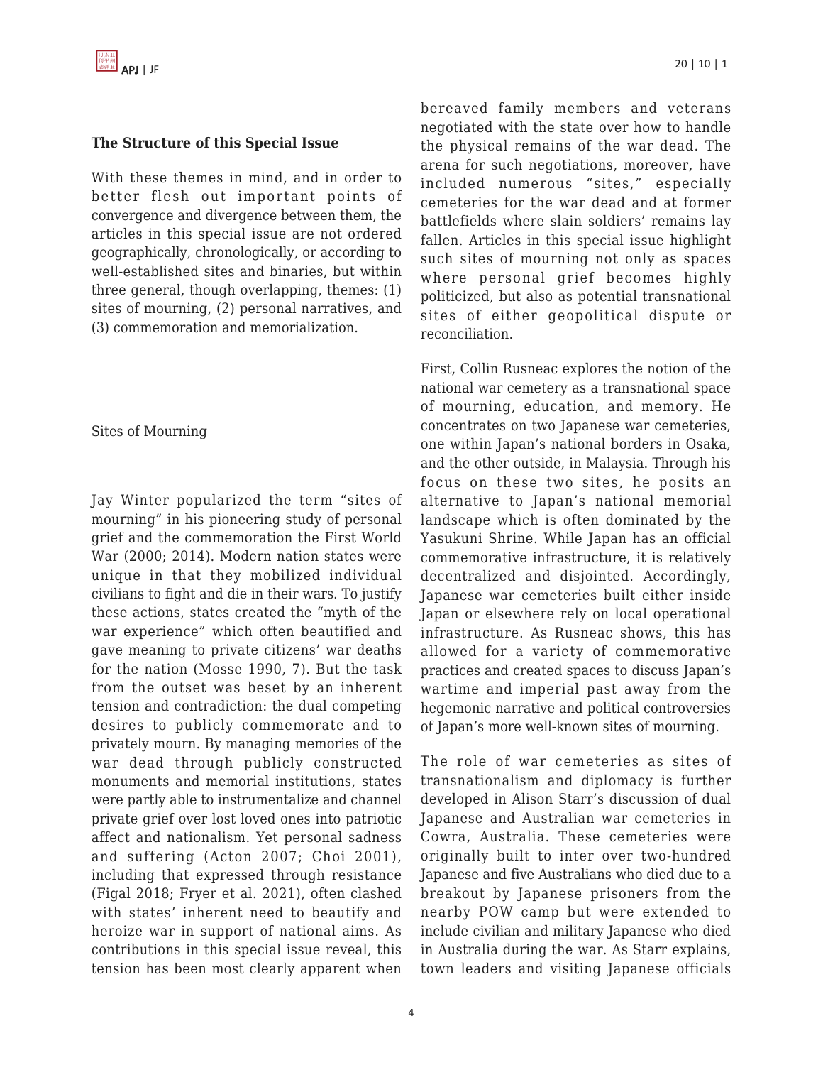### The Structure of this Special Issue

With these themes in mind, and in order to better flesh out important points of convergence and divergence between them, the articles in this special issue are not ordered geographically, chronologically, or according to well-established sites and binaries, but within three general, though overlapping, themes: (1) sites of mourning, (2) personal narratives, and (3) commemoration and memorialization.

#### Sites of Mourning

Jay Winter popularized the term "sites of mourning" in his pioneering study of personal grief and the commemoration the First World War (2000; 2014). Modern nation states were unique in that they mobilized individual civilians to fight and die in their wars. To justify these actions, states created the "myth of the war experience" which often beautified and gave meaning to private citizens' war deaths for the nation (Mosse 1990, 7). But the task from the outset was beset by an inherent tension and contradiction: the dual competing desires to publicly commemorate and to privately mourn. By managing memories of the war dead through publicly constructed monuments and memorial institutions, states were partly able to instrumentalize and channel private grief over lost loved ones into patriotic affect and nationalism. Yet personal sadness and suffering (Acton 2007; Choi 2001), including that expressed through resistance (Figal 2018; Fryer et al. 2021), often clashed with states' inherent need to beautify and heroize war in support of national aims. As contributions in this special issue reveal, this tension has been most clearly apparent when bereaved family members and veterans negotiated with the state over how to handle the physical remains of the war dead. The arena for such negotiations, moreover, have included numerous "sites," especially cemeteries for the war dead and at former battlefields where slain soldiers' remains lay fallen. Articles in this special issue highlight such sites of mourning not only as spaces where personal grief becomes highly politicized, but also as potential transnational sites of either geopolitical dispute or reconciliation.

First, Collin Rusneac explores the notion of the national war cemetery as a transnational space of mourning, education, and memory. He concentrates on two Japanese war cemeteries, one within Japan's national borders in Osaka, and the other outside, in Malaysia. Through his focus on these two sites, he posits an alternative to Japan's national memorial landscape which is often dominated by the Yasukuni Shrine. While Japan has an official commemorative infrastructure, it is relatively decentralized and disjointed. Accordingly, Japanese war cemeteries built either inside Japan or elsewhere rely on local operational infrastructure. As Rusneac shows, this has allowed for a variety of commemorative practices and created spaces to discuss Japan's wartime and imperial past away from the hegemonic narrative and political controversies of Japan's more well-known sites of mourning.

The role of war cemeteries as sites of transnationalism and diplomacy is further developed in Alison Starr's discussion of dual Japanese and Australian war cemeteries in Cowra, Australia. These cemeteries were originally built to inter over two-hundred Japanese and five Australians who died due to a breakout by Japanese prisoners from the nearby POW camp but were extended to include civilian and military Japanese who died in Australia during the war. As Starr explains, town leaders and visiting Japanese officials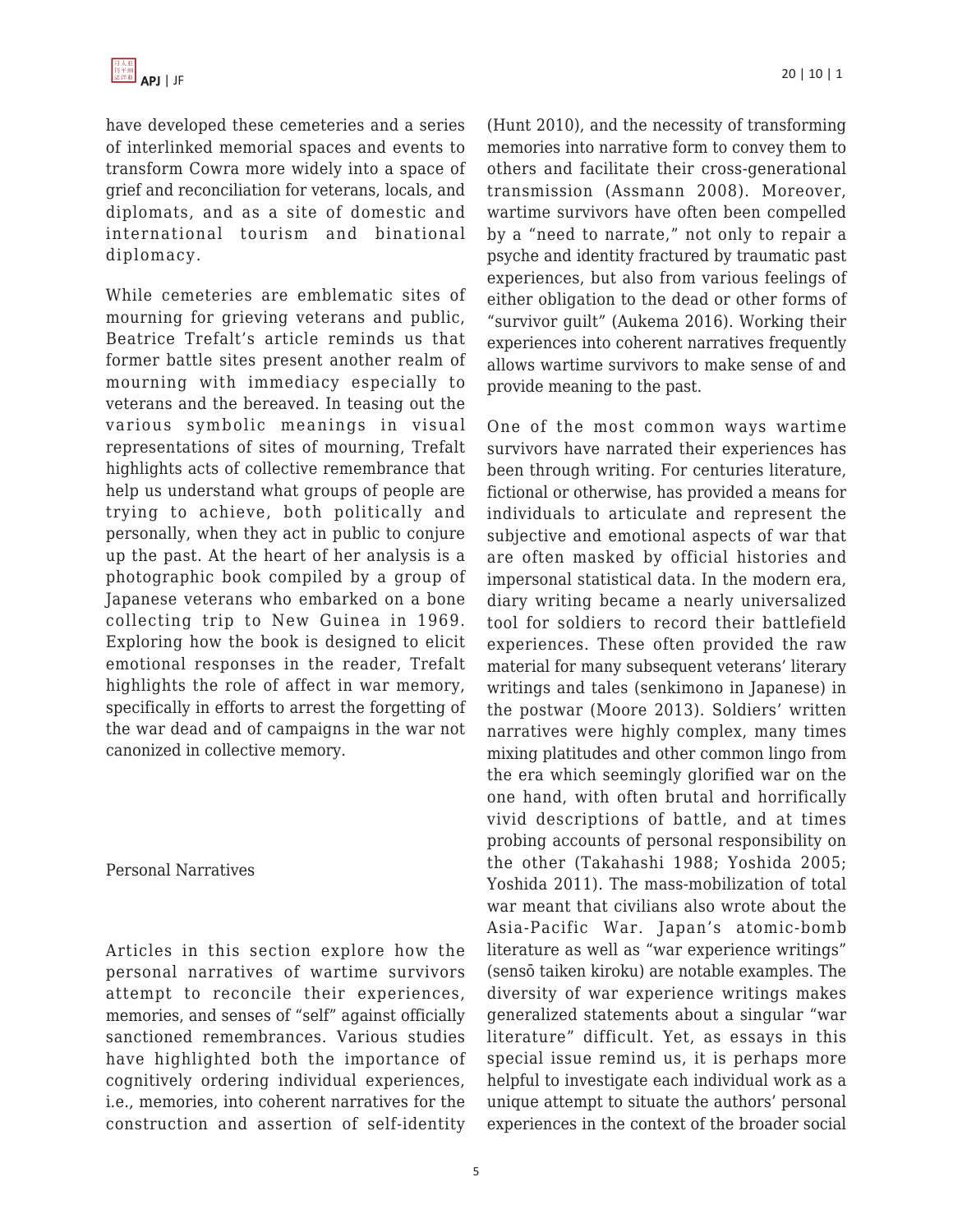have developed these cemeteries and a series of interlinked memorial spaces and events to transform Cowra more widely into a space of grief and reconciliation for veterans, locals, and diplomats, and as a site of domestic and international tourism and binational diplomacy.

While cemeteries are emblematic sites of mourning for grieving veterans and public, Beatrice Trefalt's article reminds us that former battle sites present another realm of mourning with immediacy especially to veterans and the bereaved. In teasing out the various symbolic meanings in visual representations of sites of mourning, Trefalt highlights acts of collective remembrance that help us understand what groups of people are trying to achieve, both politically and personally, when they act in public to conjure up the past. At the heart of her analysis is a photographic book compiled by a group of Japanese veterans who embarked on a bone collecting trip to New Guinea in 1969. Exploring how the book is designed to elicit emotional responses in the reader, Trefalt highlights the role of affect in war memory, specifically in efforts to arrest the forgetting of the war dead and of campaigns in the war not canonized in collective memory.

## Personal Narratives

Articles in this section explore how the personal narratives of wartime survivors attempt to reconcile their experiences, memories, and senses of "self" against officially sanctioned remembrances. Various studies have highlighted both the importance of cognitively ordering individual experiences, i.e., memories, into coherent narratives for the construction and assertion of self-identity (Hunt 2010), and the necessity of transforming memories into narrative form to convey them to others and facilitate their cross-generational transmission (Assmann 2008). Moreover, wartime survivors have often been compelled by a "need to narrate," not only to repair a psyche and identity fractured by traumatic past experiences, but also from various feelings of either obligation to the dead or other forms of "survivor guilt" (Aukema 2016). Working their experiences into coherent narratives frequently allows wartime survivors to make sense of and provide meaning to the past.

One of the most common ways wartime survivors have narrated their experiences has been through writing. For centuries literature, fictional or otherwise, has provided a means for individuals to articulate and represent the subjective and emotional aspects of war that are often masked by official histories and impersonal statistical data. In the modern era, diary writing became a nearly universalized tool for soldiers to record their battlefield experiences. These often provided the raw material for many subsequent veterans' literary writings and tales (senkimono in Japanese) in the postwar (Moore 2013). Soldiers' written narratives were highly complex, many times mixing platitudes and other common lingo from the era which seemingly glorified war on the one hand, with often brutal and horrifically vivid descriptions of battle, and at times probing accounts of personal responsibility on the other (Takahashi 1988; Yoshida 2005; Yoshida 2011). The mass-mobilization of total war meant that civilians also wrote about the Asia-Pacific War. Japan's atomic-bomb literature as well as "war experience writings" (sensō taiken kiroku) are notable examples. The diversity of war experience writings makes generalized statements about a singular "war literature" difficult. Yet, as essays in this special issue remind us, it is perhaps more helpful to investigate each individual work as a unique attempt to situate the authors' personal experiences in the context of the broader social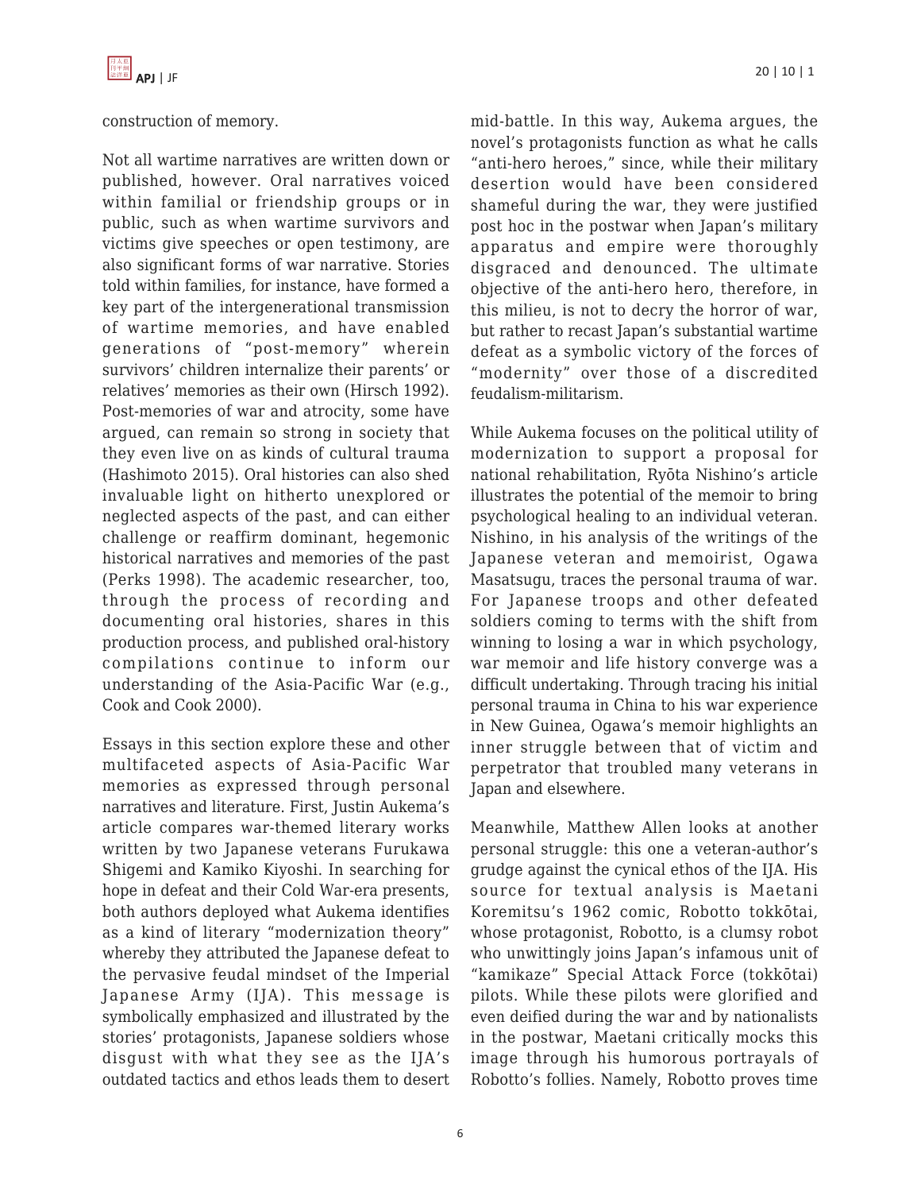construction of memory.

Not all wartime narratives are written down or published, however. Oral narratives voiced within familial or friendship groups or in public, such as when wartime survivors and victims give speeches or open testimony, are also significant forms of war narrative. Stories told within families, for instance, have formed a key part of the intergenerational transmission of wartime memories, and have enabled generations of "post-memory" wherein survivors' children internalize their parents' or relatives' memories as their own (Hirsch 1992). Post-memories of war and atrocity, some have argued, can remain so strong in society that they even live on as kinds of cultural trauma (Hashimoto 2015). Oral histories can also shed invaluable light on hitherto unexplored or neglected aspects of the past, and can either challenge or reaffirm dominant, hegemonic historical narratives and memories of the past (Perks 1998). The academic researcher, too, through the process of recording and documenting oral histories, shares in this production process, and published oral-history compilations continue to inform our understanding of the Asia-Pacific War (e.g., Cook and Cook 2000).

Essays in this section explore these and other multifaceted aspects of Asia-Pacific War memories as expressed through personal narratives and literature. First, Justin Aukema's article compares war-themed literary works written by two Japanese veterans Furukawa Shigemi and Kamiko Kiyoshi. In searching for hope in defeat and their Cold War-era presents, both authors deployed what Aukema identifies as a kind of literary "modernization theory" whereby they attributed the Japanese defeat to the pervasive feudal mindset of the Imperial Japanese Army (IJA). This message is symbolically emphasized and illustrated by the stories' protagonists, Japanese soldiers whose disgust with what they see as the IJA's outdated tactics and ethos leads them to desert mid-battle. In this way, Aukema argues, the novel's protagonists function as what he calls "anti-hero heroes," since, while their military desertion would have been considered shameful during the war, they were justified post hoc in the postwar when Japan's military apparatus and empire were thoroughly disgraced and denounced. The ultimate objective of the anti-hero hero, therefore, in this milieu, is not to decry the horror of war, but rather to recast Japan's substantial wartime defeat as a symbolic victory of the forces of "modernity" over those of a discredited feudalism-militarism.

While Aukema focuses on the political utility of modernization to support a proposal for national rehabilitation, Ryōta Nishino's article illustrates the potential of the memoir to bring psychological healing to an individual veteran. Nishino, in his analysis of the writings of the Japanese veteran and memoirist, Ogawa Masatsugu, traces the personal trauma of war. For Japanese troops and other defeated soldiers coming to terms with the shift from winning to losing a war in which psychology, war memoir and life history converge was a difficult undertaking. Through tracing his initial personal trauma in China to his war experience in New Guinea, Ogawa's memoir highlights an inner struggle between that of victim and perpetrator that troubled many veterans in Japan and elsewhere.

Meanwhile, Matthew Allen looks at another personal struggle: this one a veteran-author's grudge against the cynical ethos of the IJA. His source for textual analysis is Maetani Koremitsu's 1962 comic, Robotto tokkōtai, whose protagonist, Robotto, is a clumsy robot who unwittingly joins Japan's infamous unit of "kamikaze" Special Attack Force (tokkōtai) pilots. While these pilots were glorified and even deified during the war and by nationalists in the postwar, Maetani critically mocks this image through his humorous portrayals of Robotto's follies. Namely, Robotto proves time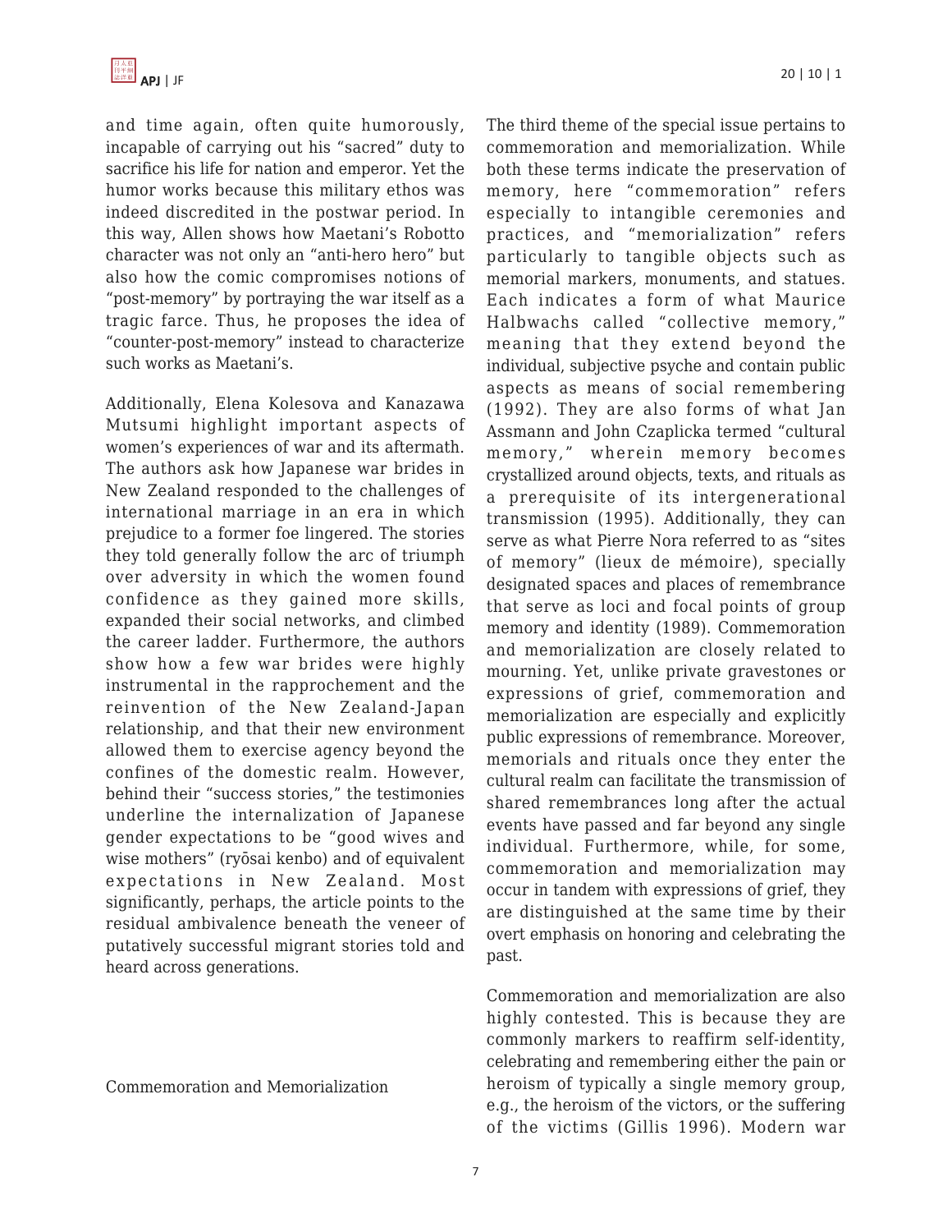and time again, often quite humorously, incapable of carrying out his "sacred" duty to sacrifice his life for nation and emperor. Yet the humor works because this military ethos was indeed discredited in the postwar period. In this way, Allen shows how Maetani's Robotto character was not only an "anti-hero hero" but also how the comic compromises notions of "post-memory" by portraying the war itself as a tragic farce. Thus, he proposes the idea of "counter-post-memory" instead to characterize such works as Maetani's.

Additionally, Elena Kolesova and Kanazawa Mutsumi highlight important aspects of women's experiences of war and its aftermath. The authors ask how Japanese war brides in New Zealand responded to the challenges of international marriage in an era in which prejudice to a former foe lingered. The stories they told generally follow the arc of triumph over adversity in which the women found confidence as they gained more skills, expanded their social networks, and climbed the career ladder. Furthermore, the authors show how a few war brides were highly instrumental in the rapprochement and the reinvention of the New Zealand-Japan relationship, and that their new environment allowed them to exercise agency beyond the confines of the domestic realm. However, behind their "success stories," the testimonies underline the internalization of Japanese gender expectations to be "good wives and wise mothers" (ryōsai kenbo) and of equivalent expectations in New Zealand. Most significantly, perhaps, the article points to the residual ambivalence beneath the veneer of putatively successful migrant stories told and heard across generations.

## Commemoration and Memorialization

The third theme of the special issue pertains to commemoration and memorialization. While both these terms indicate the preservation of memory, here "commemoration" refers especially to intangible ceremonies and practices, and "memorialization" refers particularly to tangible objects such as memorial markers, monuments, and statues. Each indicates a form of what Maurice Halbwachs called "collective memory," meaning that they extend beyond the individual, subjective psyche and contain public aspects as means of social remembering (1992). They are also forms of what Jan Assmann and John Czaplicka termed "cultural memory," wherein memory becomes crystallized around objects, texts, and rituals as a prerequisite of its intergenerational transmission (1995). Additionally, they can serve as what Pierre Nora referred to as "sites of memory" (lieux de mémoire), specially designated spaces and places of remembrance that serve as loci and focal points of group memory and identity (1989). Commemoration and memorialization are closely related to mourning. Yet, unlike private gravestones or expressions of grief, commemoration and memorialization are especially and explicitly public expressions of remembrance. Moreover, memorials and rituals once they enter the cultural realm can facilitate the transmission of shared remembrances long after the actual events have passed and far beyond any single individual. Furthermore, while, for some, commemoration and memorialization may occur in tandem with expressions of grief, they are distinguished at the same time by their overt emphasis on honoring and celebrating the past.

Commemoration and memorialization are also highly contested. This is because they are commonly markers to reaffirm self-identity, celebrating and remembering either the pain or heroism of typically a single memory group, e.g., the heroism of the victors, or the suffering of the victims (Gillis 1996). Modern war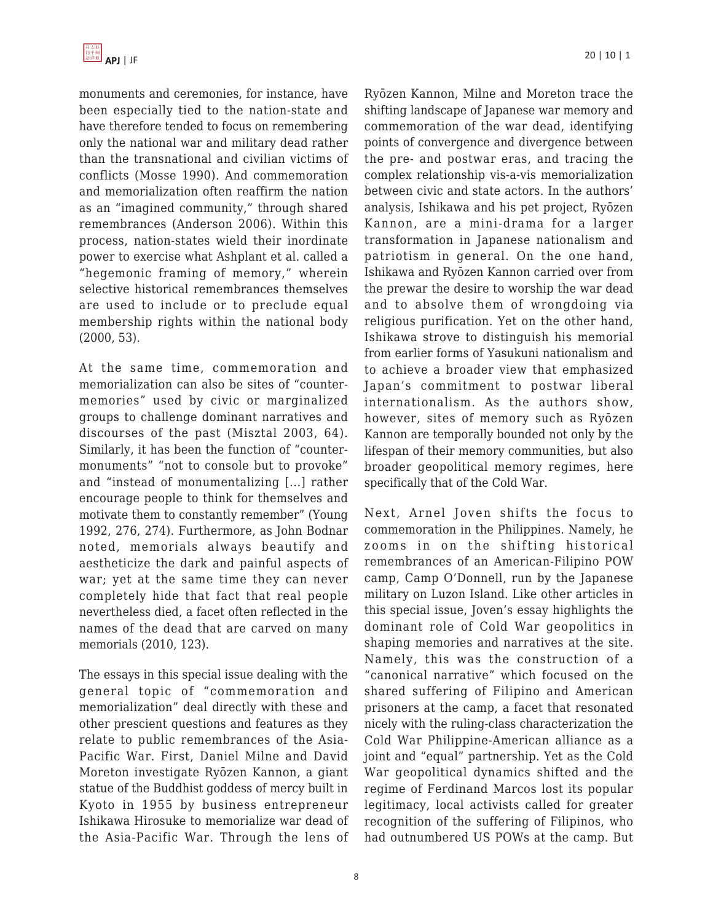monuments and ceremonies, for instance, have been especially tied to the nation-state and have therefore tended to focus on remembering only the national war and military dead rather than the transnational and civilian victims of conflicts (Mosse 1990). And commemoration and memorialization often reaffirm the nation as an "imagined community," through shared remembrances (Anderson 2006). Within this process, nation-states wield their inordinate power to exercise what Ashplant et al. called a "hegemonic framing of memory," wherein selective historical remembrances themselves are used to include or to preclude equal membership rights within the national body (2000, 53).

At the same time, commemoration and memorialization can also be sites of "counter-memories" used by civic or marginalized groups to challenge dominant narratives and discourses of the past (Misztal 2003, 64). Similarly, it has been the function of "counter-monuments" "not to console but to provoke" and "instead of monumentalizing [...] rather encourage people to think for themselves and motivate them to constantly remember" (Young 1992, 276, 274). Furthermore, as John Bodnar noted, memorials always beautify and aestheticize the dark and painful aspects of war; yet at the same time they can never completely hide that fact that real people nevertheless died, a facet often reflected in the names of the dead that are carved on many memorials (2010, 123).

The essays in this special issue dealing with the general topic of "commemoration and memorialization" deal directly with these and other prescient questions and features as they relate to public remembrances of the Asia-Pacific War. First, Daniel Milne and David Moreton investigate Ryōzen Kannon, a giant statue of the Buddhist goddess of mercy built in Kyoto in 1955 by business entrepreneur Ishikawa Hirosuke to memorialize war dead of the Asia-Pacific War. Through the lens of Ryōzen Kannon, Milne and Moreton trace the shifting landscape of Japanese war memory and commemoration of the war dead, identifying points of convergence and divergence between the pre- and postwar eras, and tracing the complex relationship vis-a-vis memorialization between civic and state actors. In the authors' analysis, Ishikawa and his pet project, Ryōzen Kannon, are a mini-drama for a larger transformation in Japanese nationalism and patriotism in general. On the one hand, Ishikawa and Ryōzen Kannon carried over from the prewar the desire to worship the war dead and to absolve them of wrongdoing via religious purification. Yet on the other hand, Ishikawa strove to distinguish his memorial from earlier forms of Yasukuni nationalism and to achieve a broader view that emphasized Japan's commitment to postwar liberal internationalism. As the authors show, however, sites of memory such as Ryōzen Kannon are temporally bounded not only by the lifespan of their memory communities, but also broader geopolitical memory regimes, here specifically that of the Cold War.

Next, Arnel Joven shifts the focus to commemoration in the Philippines. Namely, he zooms in on the shifting historical remembrances of an American-Filipino POW camp, Camp O'Donnell, run by the Japanese military on Luzon Island. Like other articles in this special issue, Joven's essay highlights the dominant role of Cold War geopolitics in shaping memories and narratives at the site. Namely, this was the construction of a "canonical narrative" which focused on the shared suffering of Filipino and American prisoners at the camp, a facet that resonated nicely with the ruling-class characterization the Cold War Philippine-American alliance as a joint and "equal" partnership. Yet as the Cold War geopolitical dynamics shifted and the regime of Ferdinand Marcos lost its popular legitimacy, local activists called for greater recognition of the suffering of Filipinos, who had outnumbered US POWs at the camp. But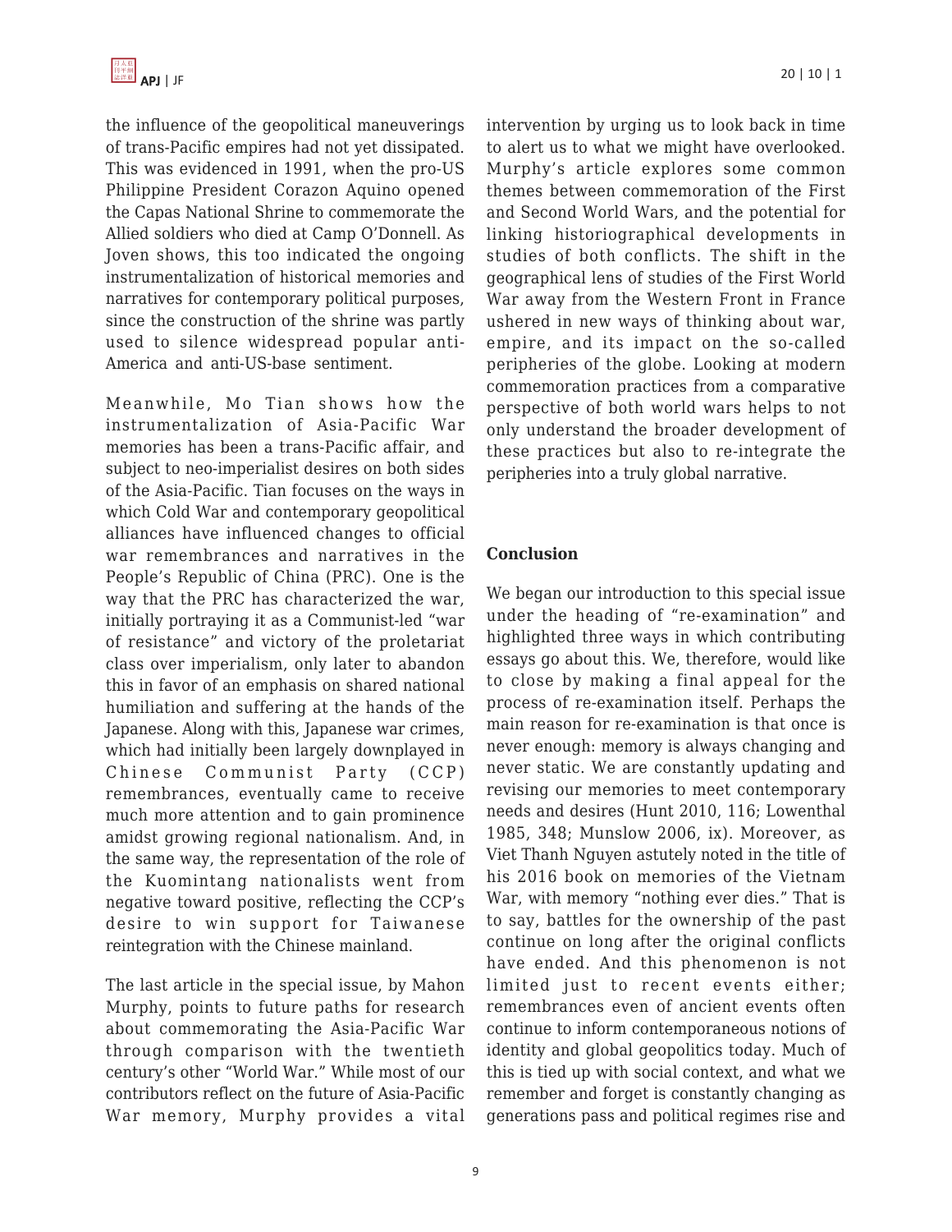the influence of the geopolitical maneuverings of trans-Pacific empires had not yet dissipated. This was evidenced in 1991, when the pro-US Philippine President Corazon Aquino opened the Capas National Shrine to commemorate the Allied soldiers who died at Camp O'Donnell. As Joven shows, this too indicated the ongoing instrumentalization of historical memories and narratives for contemporary political purposes, since the construction of the shrine was partly used to silence widespread popular anti-America and anti-US-base sentiment.

Meanwhile, Mo Tian shows how the instrumentalization of Asia-Pacific War memories has been a trans-Pacific affair, and subject to neo-imperialist desires on both sides of the Asia-Pacific. Tian focuses on the ways in which Cold War and contemporary geopolitical alliances have influenced changes to official war remembrances and narratives in the People's Republic of China (PRC). One is the way that the PRC has characterized the war, initially portraying it as a Communist-led "war of resistance" and victory of the proletariat class over imperialism, only later to abandon this in favor of an emphasis on shared national humiliation and suffering at the hands of the Japanese. Along with this, Japanese war crimes, which had initially been largely downplayed in Chinese Communist Party (CCP) remembrances, eventually came to receive much more attention and to gain prominence amidst growing regional nationalism. And, in the same way, the representation of the role of the Kuomintang nationalists went from negative toward positive, reflecting the CCP's desire to win support for Taiwanese reintegration with the Chinese mainland.

The last article in the special issue, by Mahon Murphy, points to future paths for research about commemorating the Asia-Pacific War through comparison with the twentieth century's other "World War." While most of our contributors reflect on the future of Asia-Pacific War memory, Murphy provides a vital intervention by urging us to look back in time to alert us to what we might have overlooked. Murphy's article explores some common themes between commemoration of the First and Second World Wars, and the potential for linking historiographical developments in studies of both conflicts. The shift in the geographical lens of studies of the First World War away from the Western Front in France ushered in new ways of thinking about war, empire, and its impact on the so-called peripheries of the globe. Looking at modern commemoration practices from a comparative perspective of both world wars helps to not only understand the broader development of these practices but also to re-integrate the peripheries into a truly global narrative.

## Conclusion

We began our introduction to this special issue under the heading of "re-examination" and highlighted three ways in which contributing essays go about this. We, therefore, would like to close by making a final appeal for the process of re-examination itself. Perhaps the main reason for re-examination is that once is never enough: memory is always changing and never static. We are constantly updating and revising our memories to meet contemporary needs and desires (Hunt 2010, 116; Lowenthal 1985, 348; Munslow 2006, ix). Moreover, as Viet Thanh Nguyen astutely noted in the title of his 2016 book on memories of the Vietnam War, with memory "nothing ever dies." That is to say, battles for the ownership of the past continue on long after the original conflicts have ended. And this phenomenon is not limited just to recent events either; remembrances even of ancient events often continue to inform contemporaneous notions of identity and global geopolitics today. Much of this is tied up with social context, and what we remember and forget is constantly changing as generations pass and political regimes rise and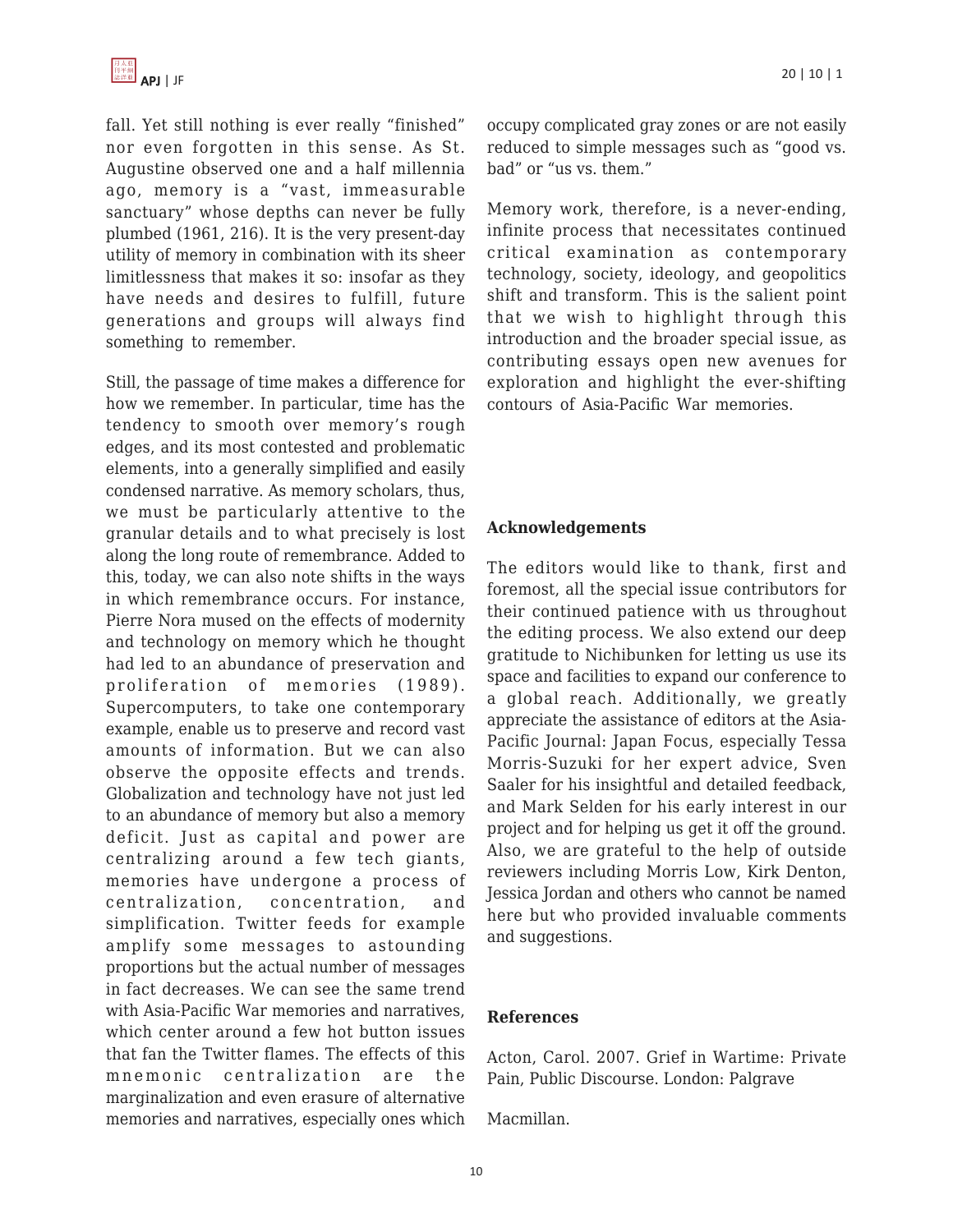fall. Yet still nothing is ever really "finished" nor even forgotten in this sense. As St. Augustine observed one and a half millennia ago, memory is a "vast, immeasurable sanctuary" whose depths can never be fully plumbed (1961, 216). It is the very present-day utility of memory in combination with its sheer limitlessness that makes it so: insofar as they have needs and desires to fulfill, future generations and groups will always find something to remember.

Still, the passage of time makes a difference for how we remember. In particular, time has the tendency to smooth over memory's rough edges, and its most contested and problematic elements, into a generally simplified and easily condensed narrative. As memory scholars, thus, we must be particularly attentive to the granular details and to what precisely is lost along the long route of remembrance. Added to this, today, we can also note shifts in the ways in which remembrance occurs. For instance, Pierre Nora mused on the effects of modernity and technology on memory which he thought had led to an abundance of preservation and proliferation of memories (1989). Supercomputers, to take one contemporary example, enable us to preserve and record vast amounts of information. But we can also observe the opposite effects and trends. Globalization and technology have not just led to an abundance of memory but also a memory deficit. Just as capital and power are centralizing around a few tech giants, memories have undergone a process of centralization, concentration, and simplification. Twitter feeds for example amplify some messages to astounding proportions but the actual number of messages in fact decreases. We can see the same trend with Asia-Pacific War memories and narratives, which center around a few hot button issues that fan the Twitter flames. The effects of this mnemonic centralization are the marginalization and even erasure of alternative memories and narratives, especially ones which occupy complicated gray zones or are not easily reduced to simple messages such as "good vs. bad" or "us vs. them."

Memory work, therefore, is a never-ending, infinite process that necessitates continued critical examination as contemporary technology, society, ideology, and geopolitics shift and transform. This is the salient point that we wish to highlight through this introduction and the broader special issue, as contributing essays open new avenues for exploration and highlight the ever-shifting contours of Asia-Pacific War memories.

**Acknowledgements**

The editors would like to thank, first and foremost, all the special issue contributors for their continued patience with us throughout the editing process. We also extend our deep gratitude to Nichibunken for letting us use its space and facilities to expand our conference to a global reach. Additionally, we greatly appreciate the assistance of editors at the Asia-Pacific Journal: Japan Focus, especially Tessa Morris-Suzuki for her expert advice, Sven Saaler for his insightful and detailed feedback, and Mark Selden for his early interest in our project and for helping us get it off the ground. Also, we are grateful to the help of outside reviewers including Morris Low, Kirk Denton, Jessica Jordan and others who cannot be named here but who provided invaluable comments and suggestions.

**References**

Acton, Carol. 2007. Grief in Wartime: Private Pain, Public Discourse. London: Palgrave Macmillan.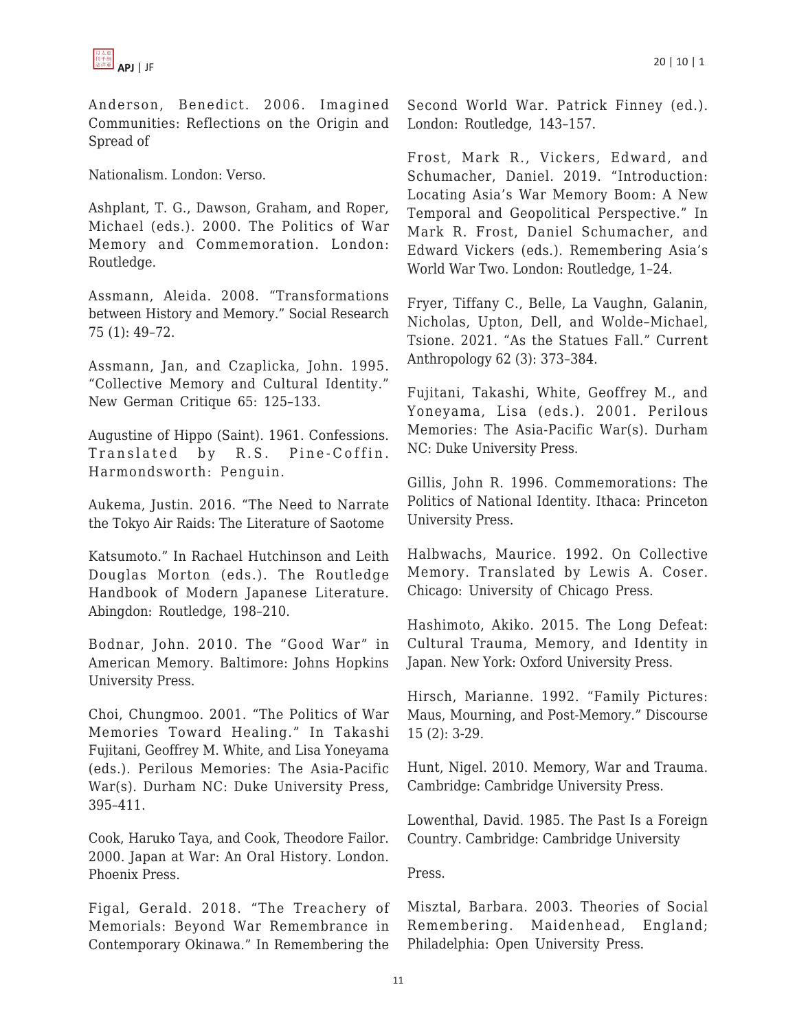Anderson, Benedict. 2006. Imagined Communities: Reflections on the Origin and Spread of Nationalism. London: Verso.

Ashplant, T. G., Dawson, Graham, and Roper, Michael (eds.). 2000. The Politics of War Memory and Commemoration. London: Routledge.

Assmann, Aleida. 2008. "Transformations between History and Memory." Social Research 75 (1): 49–72.

Assmann, Jan, and Czaplicka, John. 1995. "Collective Memory and Cultural Identity." New German Critique 65: 125–133.

Augustine of Hippo (Saint). 1961. Confessions. Translated by R.S. Pine-Coffin. Harmondsworth: Penguin.

Aukema, Justin. 2016. "The Need to Narrate the Tokyo Air Raids: The Literature of Saotome Katsumoto." In Rachael Hutchinson and Leith Douglas Morton (eds.). The Routledge Handbook of Modern Japanese Literature. Abingdon: Routledge, 198–210.

Bodnar, John. 2010. The "Good War" in American Memory. Baltimore: Johns Hopkins University Press.

Choi, Chungmoo. 2001. "The Politics of War Memories Toward Healing." In Takashi Fujitani, Geoffrey M. White, and Lisa Yoneyama (eds.). Perilous Memories: The Asia-Pacific War(s). Durham NC: Duke University Press, 395–411.

Cook, Haruko Taya, and Cook, Theodore Failor. 2000. Japan at War: An Oral History. London. Phoenix Press.

Figal, Gerald. 2018. "The Treachery of Memorials: Beyond War Remembrance in Contemporary Okinawa." In Remembering the Second World War. Patrick Finney (ed.). London: Routledge, 143–157.

Frost, Mark R., Vickers, Edward, and Schumacher, Daniel. 2019. "Introduction: Locating Asia's War Memory Boom: A New Temporal and Geopolitical Perspective." In Mark R. Frost, Daniel Schumacher, and Edward Vickers (eds.). Remembering Asia's World War Two. London: Routledge, 1–24.

Fryer, Tiffany C., Belle, La Vaughn, Galanin, Nicholas, Upton, Dell, and Wolde–Michael, Tsione. 2021. "As the Statues Fall." Current Anthropology 62 (3): 373–384.

Fujitani, Takashi, White, Geoffrey M., and Yoneyama, Lisa (eds.). 2001. Perilous Memories: The Asia-Pacific War(s). Durham NC: Duke University Press.

Gillis, John R. 1996. Commemorations: The Politics of National Identity. Ithaca: Princeton University Press.

Halbwachs, Maurice. 1992. On Collective Memory. Translated by Lewis A. Coser. Chicago: University of Chicago Press.

Hashimoto, Akiko. 2015. The Long Defeat: Cultural Trauma, Memory, and Identity in Japan. New York: Oxford University Press.

Hirsch, Marianne. 1992. "Family Pictures: Maus, Mourning, and Post-Memory." Discourse 15 (2): 3-29.

Hunt, Nigel. 2010. Memory, War and Trauma. Cambridge: Cambridge University Press.

Lowenthal, David. 1985. The Past Is a Foreign Country. Cambridge: Cambridge University Press.

Misztal, Barbara. 2003. Theories of Social Remembering. Maidenhead, England; Philadelphia: Open University Press.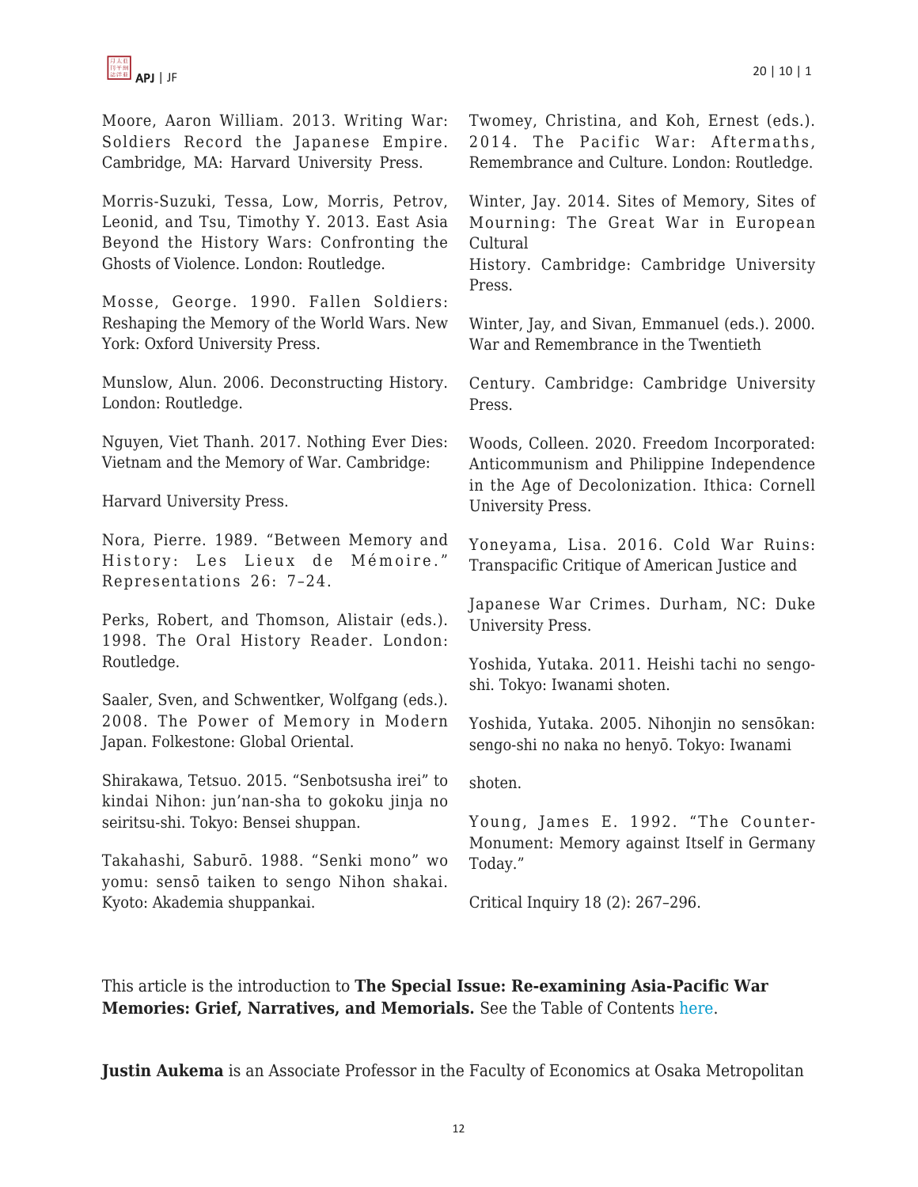Moore, Aaron William. 2013. Writing War: Soldiers Record the Japanese Empire. Cambridge, MA: Harvard University Press.

Morris-Suzuki, Tessa, Low, Morris, Petrov, Leonid, and Tsu, Timothy Y. 2013. East Asia Beyond the History Wars: Confronting the Ghosts of Violence. London: Routledge.

Mosse, George. 1990. Fallen Soldiers: Reshaping the Memory of the World Wars. New York: Oxford University Press.

Munslow, Alun. 2006. Deconstructing History. London: Routledge.

Nguyen, Viet Thanh. 2017. Nothing Ever Dies: Vietnam and the Memory of War. Cambridge: Harvard University Press.

Nora, Pierre. 1989. "Between Memory and History: Les Lieux de Mémoire." Representations 26: 7–24.

Perks, Robert, and Thomson, Alistair (eds.). 1998. The Oral History Reader. London: Routledge.

Saaler, Sven, and Schwentker, Wolfgang (eds.). 2008. The Power of Memory in Modern Japan. Folkestone: Global Oriental.

Shirakawa, Tetsuo. 2015. "Senbotsusha irei" to kindai Nihon: jun'nan-sha to gokoku jinja no seiritsu-shi. Tokyo: Bensei shuppan.

Takahashi, Saburō. 1988. "Senki mono" wo yomu: sensō taiken to sengo Nihon shakai. Kyoto: Akademia shuppankai.

Twomey, Christina, and Koh, Ernest (eds.). 2014. The Pacific War: Aftermaths, Remembrance and Culture. London: Routledge.

Winter, Jay. 2014. Sites of Memory, Sites of Mourning: The Great War in European Cultural History. Cambridge: Cambridge University Press.

Winter, Jay, and Sivan, Emmanuel (eds.). 2000. War and Remembrance in the Twentieth Century. Cambridge: Cambridge University Press.

Woods, Colleen. 2020. Freedom Incorporated: Anticommunism and Philippine Independence in the Age of Decolonization. Ithica: Cornell University Press.

Yoneyama, Lisa. 2016. Cold War Ruins: Transpacific Critique of American Justice and Japanese War Crimes. Durham, NC: Duke University Press.

Yoshida, Yutaka. 2011. Heishi tachi no sengo-shi. Tokyo: Iwanami shoten.

Yoshida, Yutaka. 2005. Nihonjin no sensōkan: sengo-shi no naka no henyō. Tokyo: Iwanami shoten.

Young, James E. 1992. "The Counter-Monument: Memory against Itself in Germany Today." Critical Inquiry 18 (2): 267–296.

This article is the introduction to **The Special Issue: Re-examining Asia-Pacific War Memories: Grief, Narratives, and Memorials.** See the Table of Contents here.

**Justin Aukema** is an Associate Professor in the Faculty of Economics at Osaka Metropolitan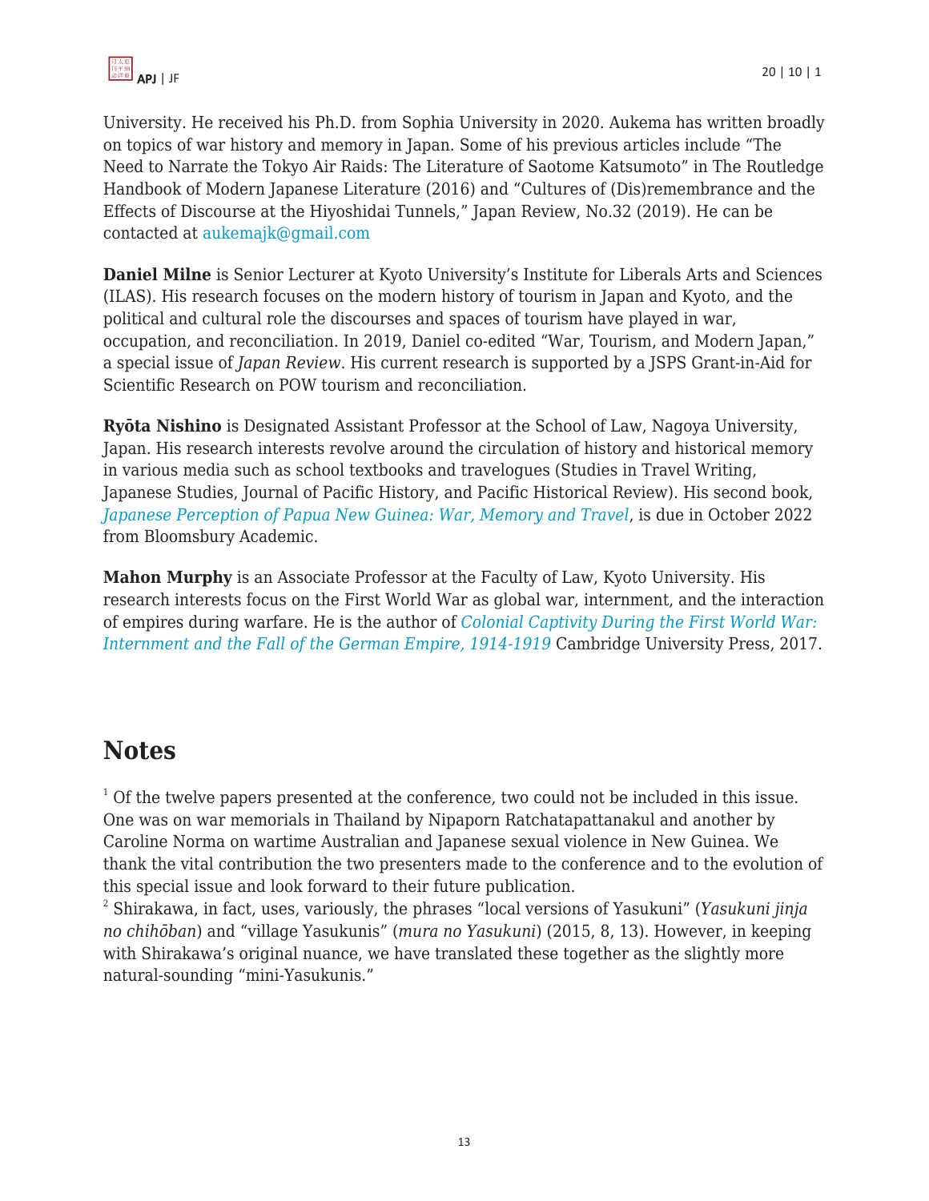University. He received his Ph.D. from Sophia University in 2020. Aukema has written broadly on topics of war history and memory in Japan. Some of his previous articles include "The Need to Narrate the Tokyo Air Raids: The Literature of Saotome Katsumoto" in The Routledge Handbook of Modern Japanese Literature (2016) and "Cultures of (Dis)remembrance and the Effects of Discourse at the Hiyoshidai Tunnels," Japan Review, No.32 (2019). He can be contacted at aukemajk@gmail.com

**Daniel Milne** is Senior Lecturer at Kyoto University's Institute for Liberals Arts and Sciences (ILAS). His research focuses on the modern history of tourism in Japan and Kyoto, and the political and cultural role the discourses and spaces of tourism have played in war, occupation, and reconciliation. In 2019, Daniel co-edited "War, Tourism, and Modern Japan," a special issue of *Japan Review*. His current research is supported by a JSPS Grant-in-Aid for Scientific Research on POW tourism and reconciliation.

**Ryōta Nishino** is Designated Assistant Professor at the School of Law, Nagoya University, Japan. His research interests revolve around the circulation of history and historical memory in various media such as school textbooks and travelogues (Studies in Travel Writing, Japanese Studies, Journal of Pacific History, and Pacific Historical Review). His second book, *Japanese Perception of Papua New Guinea: War, Memory and Travel*, is due in October 2022 from Bloomsbury Academic.

**Mahon Murphy** is an Associate Professor at the Faculty of Law, Kyoto University. His research interests focus on the First World War as global war, internment, and the interaction of empires during warfare. He is the author of *Colonial Captivity During the First World War: Internment and the Fall of the German Empire, 1914-1919* Cambridge University Press, 2017.

# Notes

[1] Of the twelve papers presented at the conference, two could not be included in this issue. One was on war memorials in Thailand by Nipaporn Ratchatapattanakul and another by Caroline Norma on wartime Australian and Japanese sexual violence in New Guinea. We thank the vital contribution the two presenters made to the conference and to the evolution of this special issue and look forward to their future publication.

[2] Shirakawa, in fact, uses, variously, the phrases "local versions of Yasukuni" (*Yasukuni jinja no chihōban*) and "village Yasukunis" (*mura no Yasukuni*) (2015, 8, 13). However, in keeping with Shirakawa's original nuance, we have translated these together as the slightly more natural-sounding "mini-Yasukunis."